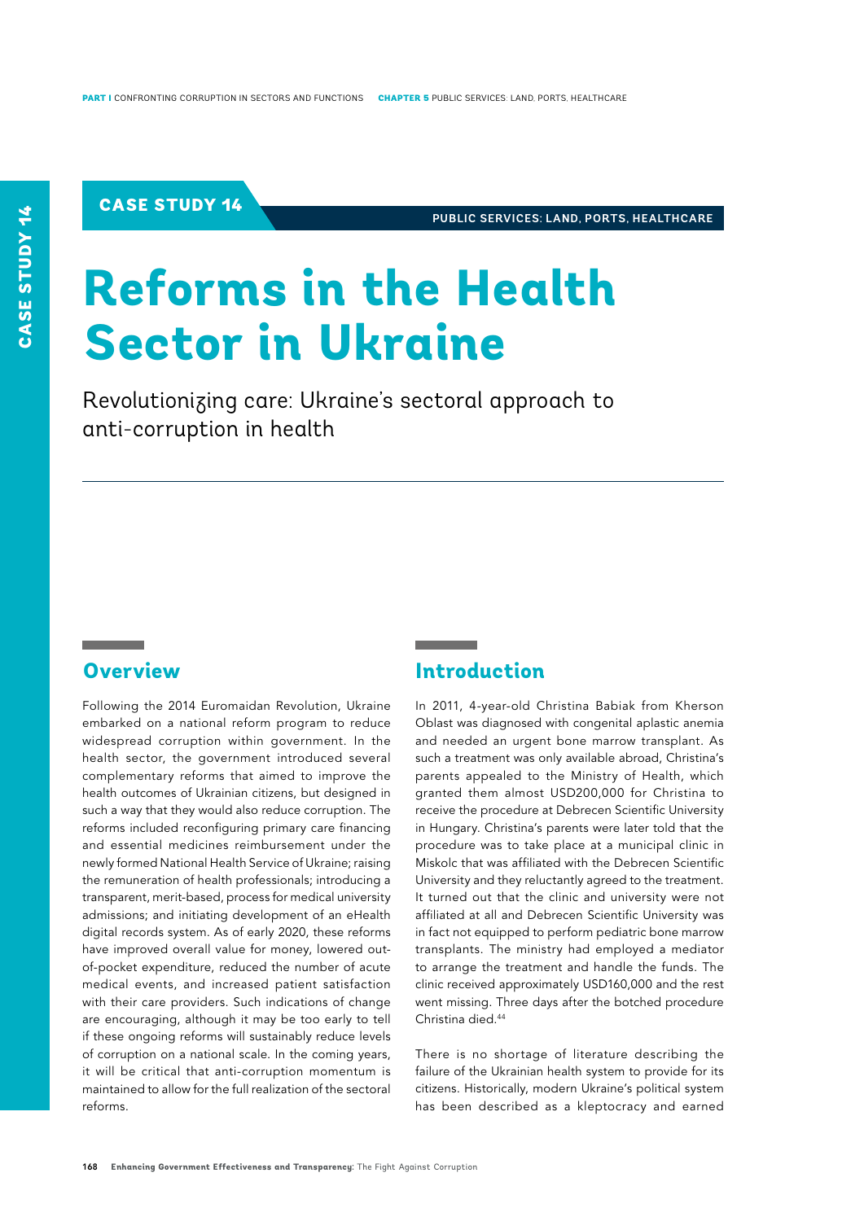CASE STUDY 14

PUBLIC SERVICES: LAND, PORTS, HEALTHCARE

# Reforms in the Health Sector in Ukraine

Revolutionizing care: Ukraine's sectoral approach to anti-corruption in health

## Overview

Following the 2014 Euromaidan Revolution, Ukraine embarked on a national reform program to reduce widespread corruption within government. In the health sector, the government introduced several complementary reforms that aimed to improve the health outcomes of Ukrainian citizens, but designed in such a way that they would also reduce corruption. The reforms included reconfiguring primary care financing and essential medicines reimbursement under the newly formed National Health Service of Ukraine; raising the remuneration of health professionals; introducing a transparent, merit-based, process for medical university admissions; and initiating development of an eHealth digital records system. As of early 2020, these reforms have improved overall value for money, lowered out-of-pocket expenditure, reduced the number of acute medical events, and increased patient satisfaction with their care providers. Such indications of change are encouraging, although it may be too early to tell if these ongoing reforms will sustainably reduce levels of corruption on a national scale. In the coming years, it will be critical that anti-corruption momentum is maintained to allow for the full realization of the sectoral reforms.

## Introduction

In 2011, 4-year-old Christina Babiak from Kherson Oblast was diagnosed with congenital aplastic anemia and needed an urgent bone marrow transplant. As such a treatment was only available abroad, Christina's parents appealed to the Ministry of Health, which granted them almost USD200,000 for Christina to receive the procedure at Debrecen Scientific University in Hungary. Christina's parents were later told that the procedure was to take place at a municipal clinic in Miskolc that was affiliated with the Debrecen Scientific University and they reluctantly agreed to the treatment. It turned out that the clinic and university were not affiliated at all and Debrecen Scientific University was in fact not equipped to perform pediatric bone marrow transplants. The ministry had employed a mediator to arrange the treatment and handle the funds. The clinic received approximately USD160,000 and the rest went missing. Three days after the botched procedure Christina died.[44]

There is no shortage of literature describing the failure of the Ukrainian health system to provide for its citizens. Historically, modern Ukraine's political system has been described as a kleptocracy and earned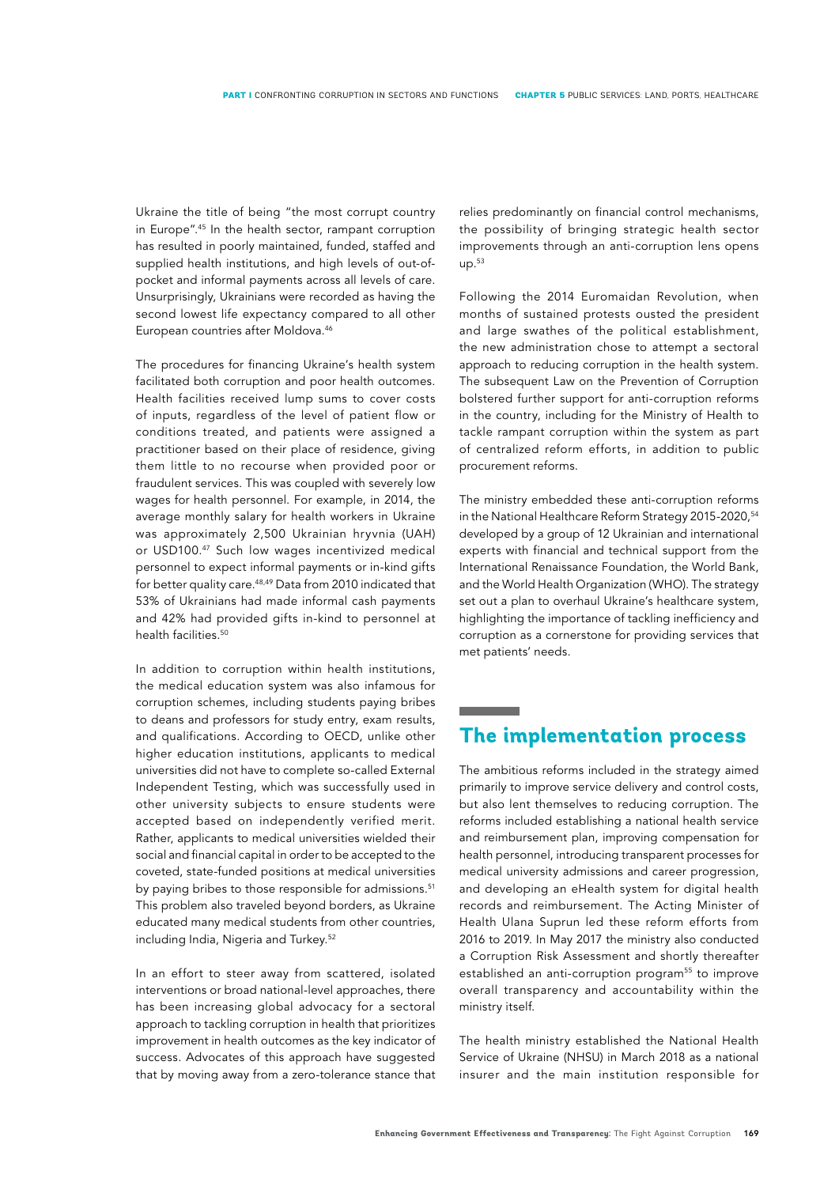Ukraine the title of being "the most corrupt country in Europe".[45] In the health sector, rampant corruption has resulted in poorly maintained, funded, staffed and supplied health institutions, and high levels of out-of-pocket and informal payments across all levels of care. Unsurprisingly, Ukrainians were recorded as having the second lowest life expectancy compared to all other European countries after Moldova.[46]

The procedures for financing Ukraine's health system facilitated both corruption and poor health outcomes. Health facilities received lump sums to cover costs of inputs, regardless of the level of patient flow or conditions treated, and patients were assigned a practitioner based on their place of residence, giving them little to no recourse when provided poor or fraudulent services. This was coupled with severely low wages for health personnel. For example, in 2014, the average monthly salary for health workers in Ukraine was approximately 2,500 Ukrainian hryvnia (UAH) or USD100.[47] Such low wages incentivized medical personnel to expect informal payments or in-kind gifts for better quality care.[48,49] Data from 2010 indicated that 53% of Ukrainians had made informal cash payments and 42% had provided gifts in-kind to personnel at health facilities.[50]

In addition to corruption within health institutions, the medical education system was also infamous for corruption schemes, including students paying bribes to deans and professors for study entry, exam results, and qualifications. According to OECD, unlike other higher education institutions, applicants to medical universities did not have to complete so-called External Independent Testing, which was successfully used in other university subjects to ensure students were accepted based on independently verified merit. Rather, applicants to medical universities wielded their social and financial capital in order to be accepted to the coveted, state-funded positions at medical universities by paying bribes to those responsible for admissions.[51] This problem also traveled beyond borders, as Ukraine educated many medical students from other countries, including India, Nigeria and Turkey.[52]

In an effort to steer away from scattered, isolated interventions or broad national-level approaches, there has been increasing global advocacy for a sectoral approach to tackling corruption in health that prioritizes improvement in health outcomes as the key indicator of success. Advocates of this approach have suggested that by moving away from a zero-tolerance stance that relies predominantly on financial control mechanisms, the possibility of bringing strategic health sector improvements through an anti-corruption lens opens up.[53]

Following the 2014 Euromaidan Revolution, when months of sustained protests ousted the president and large swathes of the political establishment, the new administration chose to attempt a sectoral approach to reducing corruption in the health system. The subsequent Law on the Prevention of Corruption bolstered further support for anti-corruption reforms in the country, including for the Ministry of Health to tackle rampant corruption within the system as part of centralized reform efforts, in addition to public procurement reforms.

The ministry embedded these anti-corruption reforms in the National Healthcare Reform Strategy 2015-2020,[54] developed by a group of 12 Ukrainian and international experts with financial and technical support from the International Renaissance Foundation, the World Bank, and the World Health Organization (WHO). The strategy set out a plan to overhaul Ukraine's healthcare system, highlighting the importance of tackling inefficiency and corruption as a cornerstone for providing services that met patients' needs.

## The implementation process

The ambitious reforms included in the strategy aimed primarily to improve service delivery and control costs, but also lent themselves to reducing corruption. The reforms included establishing a national health service and reimbursement plan, improving compensation for health personnel, introducing transparent processes for medical university admissions and career progression, and developing an eHealth system for digital health records and reimbursement. The Acting Minister of Health Ulana Suprun led these reform efforts from 2016 to 2019. In May 2017 the ministry also conducted a Corruption Risk Assessment and shortly thereafter established an anti-corruption program[55] to improve overall transparency and accountability within the ministry itself.

The health ministry established the National Health Service of Ukraine (NHSU) in March 2018 as a national insurer and the main institution responsible for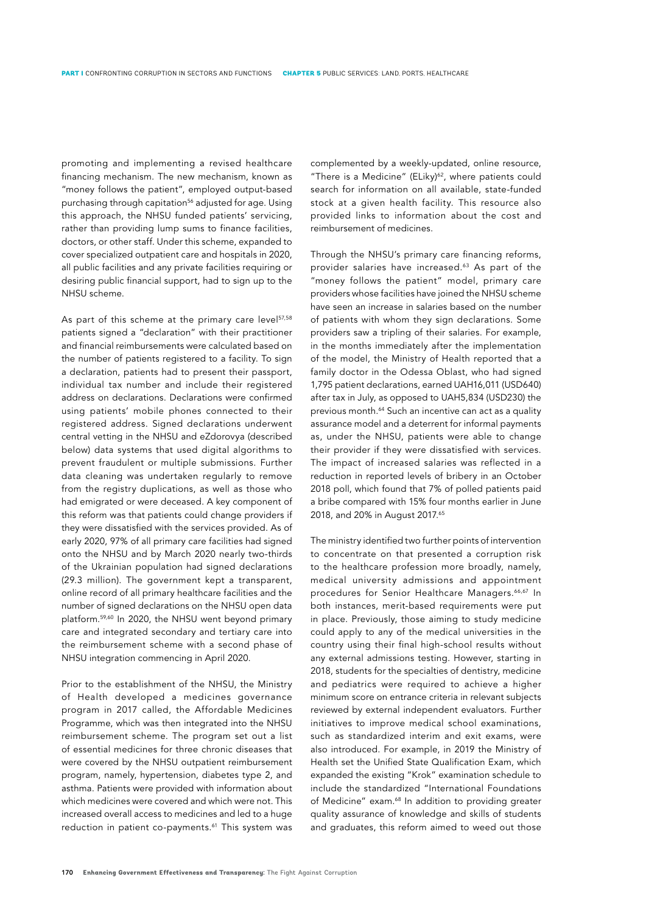promoting and implementing a revised healthcare financing mechanism. The new mechanism, known as "money follows the patient", employed output-based purchasing through capitation[56] adjusted for age. Using this approach, the NHSU funded patients' servicing, rather than providing lump sums to finance facilities, doctors, or other staff. Under this scheme, expanded to cover specialized outpatient care and hospitals in 2020, all public facilities and any private facilities requiring or desiring public financial support, had to sign up to the NHSU scheme.

As part of this scheme at the primary care level[57,58] patients signed a "declaration" with their practitioner and financial reimbursements were calculated based on the number of patients registered to a facility. To sign a declaration, patients had to present their passport, individual tax number and include their registered address on declarations. Declarations were confirmed using patients' mobile phones connected to their registered address. Signed declarations underwent central vetting in the NHSU and eZdorovya (described below) data systems that used digital algorithms to prevent fraudulent or multiple submissions. Further data cleaning was undertaken regularly to remove from the registry duplications, as well as those who had emigrated or were deceased. A key component of this reform was that patients could change providers if they were dissatisfied with the services provided. As of early 2020, 97% of all primary care facilities had signed onto the NHSU and by March 2020 nearly two-thirds of the Ukrainian population had signed declarations (29.3 million). The government kept a transparent, online record of all primary healthcare facilities and the number of signed declarations on the NHSU open data platform.[59,60] In 2020, the NHSU went beyond primary care and integrated secondary and tertiary care into the reimbursement scheme with a second phase of NHSU integration commencing in April 2020.

Prior to the establishment of the NHSU, the Ministry of Health developed a medicines governance program in 2017 called, the Affordable Medicines Programme, which was then integrated into the NHSU reimbursement scheme. The program set out a list of essential medicines for three chronic diseases that were covered by the NHSU outpatient reimbursement program, namely, hypertension, diabetes type 2, and asthma. Patients were provided with information about which medicines were covered and which were not. This increased overall access to medicines and led to a huge reduction in patient co-payments.[61] This system was complemented by a weekly-updated, online resource, "There is a Medicine" (ELiky)[62], where patients could search for information on all available, state-funded stock at a given health facility. This resource also provided links to information about the cost and reimbursement of medicines.

Through the NHSU's primary care financing reforms, provider salaries have increased.[63] As part of the "money follows the patient" model, primary care providers whose facilities have joined the NHSU scheme have seen an increase in salaries based on the number of patients with whom they sign declarations. Some providers saw a tripling of their salaries. For example, in the months immediately after the implementation of the model, the Ministry of Health reported that a family doctor in the Odessa Oblast, who had signed 1,795 patient declarations, earned UAH16,011 (USD640) after tax in July, as opposed to UAH5,834 (USD230) the previous month.[64] Such an incentive can act as a quality assurance model and a deterrent for informal payments as, under the NHSU, patients were able to change their provider if they were dissatisfied with services. The impact of increased salaries was reflected in a reduction in reported levels of bribery in an October 2018 poll, which found that 7% of polled patients paid a bribe compared with 15% four months earlier in June 2018, and 20% in August 2017.[65]

The ministry identified two further points of intervention to concentrate on that presented a corruption risk to the healthcare profession more broadly, namely, medical university admissions and appointment procedures for Senior Healthcare Managers.[66,67] In both instances, merit-based requirements were put in place. Previously, those aiming to study medicine could apply to any of the medical universities in the country using their final high-school results without any external admissions testing. However, starting in 2018, students for the specialties of dentistry, medicine and pediatrics were required to achieve a higher minimum score on entrance criteria in relevant subjects reviewed by external independent evaluators. Further initiatives to improve medical school examinations, such as standardized interim and exit exams, were also introduced. For example, in 2019 the Ministry of Health set the Unified State Qualification Exam, which expanded the existing "Krok" examination schedule to include the standardized "International Foundations of Medicine" exam.[68] In addition to providing greater quality assurance of knowledge and skills of students and graduates, this reform aimed to weed out those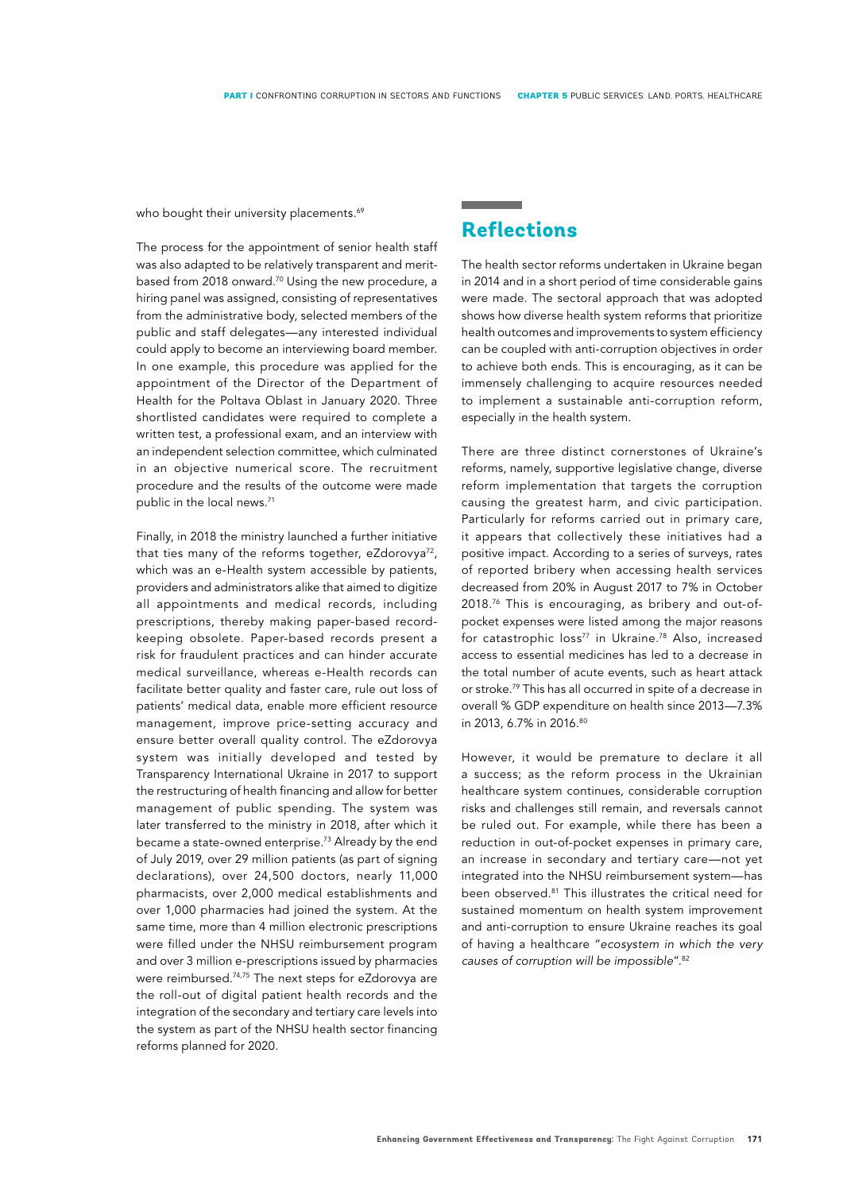who bought their university placements.[69]

The process for the appointment of senior health staff was also adapted to be relatively transparent and merit-based from 2018 onward.[70] Using the new procedure, a hiring panel was assigned, consisting of representatives from the administrative body, selected members of the public and staff delegates—any interested individual could apply to become an interviewing board member. In one example, this procedure was applied for the appointment of the Director of the Department of Health for the Poltava Oblast in January 2020. Three shortlisted candidates were required to complete a written test, a professional exam, and an interview with an independent selection committee, which culminated in an objective numerical score. The recruitment procedure and the results of the outcome were made public in the local news.[71]

Finally, in 2018 the ministry launched a further initiative that ties many of the reforms together, eZdorovya[72], which was an e-Health system accessible by patients, providers and administrators alike that aimed to digitize all appointments and medical records, including prescriptions, thereby making paper-based record-keeping obsolete. Paper-based records present a risk for fraudulent practices and can hinder accurate medical surveillance, whereas e-Health records can facilitate better quality and faster care, rule out loss of patients' medical data, enable more efficient resource management, improve price-setting accuracy and ensure better overall quality control. The eZdorovya system was initially developed and tested by Transparency International Ukraine in 2017 to support the restructuring of health financing and allow for better management of public spending. The system was later transferred to the ministry in 2018, after which it became a state-owned enterprise.[73] Already by the end of July 2019, over 29 million patients (as part of signing declarations), over 24,500 doctors, nearly 11,000 pharmacists, over 2,000 medical establishments and over 1,000 pharmacies had joined the system. At the same time, more than 4 million electronic prescriptions were filled under the NHSU reimbursement program and over 3 million e-prescriptions issued by pharmacies were reimbursed.[74,75] The next steps for eZdorovya are the roll-out of digital patient health records and the integration of the secondary and tertiary care levels into the system as part of the NHSU health sector financing reforms planned for 2020.

## Reflections

The health sector reforms undertaken in Ukraine began in 2014 and in a short period of time considerable gains were made. The sectoral approach that was adopted shows how diverse health system reforms that prioritize health outcomes and improvements to system efficiency can be coupled with anti-corruption objectives in order to achieve both ends. This is encouraging, as it can be immensely challenging to acquire resources needed to implement a sustainable anti-corruption reform, especially in the health system.

There are three distinct cornerstones of Ukraine's reforms, namely, supportive legislative change, diverse reform implementation that targets the corruption causing the greatest harm, and civic participation. Particularly for reforms carried out in primary care, it appears that collectively these initiatives had a positive impact. According to a series of surveys, rates of reported bribery when accessing health services decreased from 20% in August 2017 to 7% in October 2018.[76] This is encouraging, as bribery and out-of-pocket expenses were listed among the major reasons for catastrophic loss[77] in Ukraine.[78] Also, increased access to essential medicines has led to a decrease in the total number of acute events, such as heart attack or stroke.[79] This has all occurred in spite of a decrease in overall % GDP expenditure on health since 2013—7.3% in 2013, 6.7% in 2016.[80]

However, it would be premature to declare it all a success; as the reform process in the Ukrainian healthcare system continues, considerable corruption risks and challenges still remain, and reversals cannot be ruled out. For example, while there has been a reduction in out-of-pocket expenses in primary care, an increase in secondary and tertiary care—not yet integrated into the NHSU reimbursement system—has been observed.[81] This illustrates the critical need for sustained momentum on health system improvement and anti-corruption to ensure Ukraine reaches its goal of having a healthcare "*ecosystem in which the very causes of corruption will be impossible*".[82]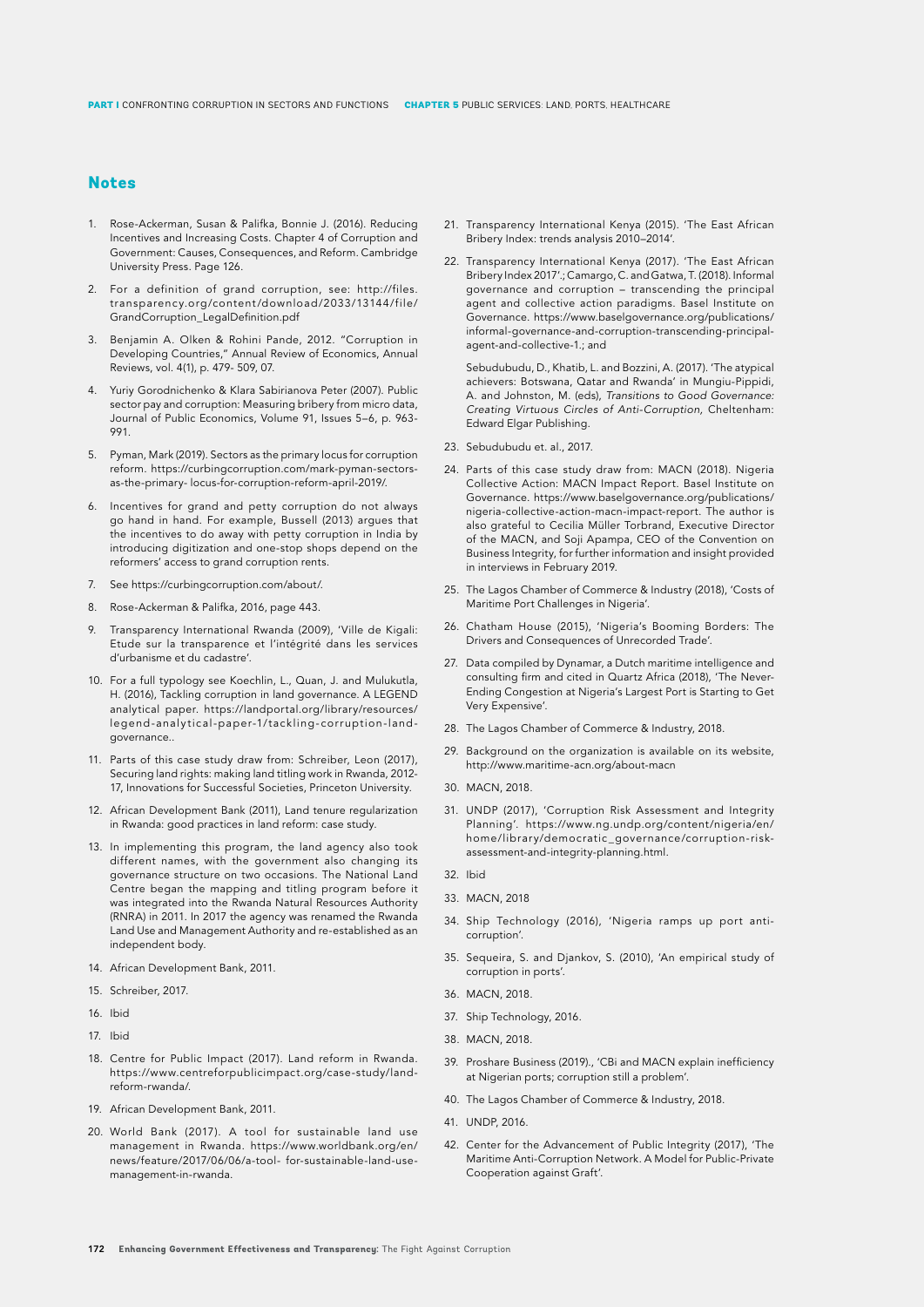## Notes

1. Rose-Ackerman, Susan & Palifka, Bonnie J. (2016). Reducing Incentives and Increasing Costs. Chapter 4 of Corruption and Government: Causes, Consequences, and Reform. Cambridge University Press. Page 126.
2. For a definition of grand corruption, see: http://files.transparency.org/content/download/2033/13144/file/GrandCorruption_LegalDefinition.pdf
3. Benjamin A. Olken & Rohini Pande, 2012. "Corruption in Developing Countries," Annual Review of Economics, Annual Reviews, vol. 4(1), p. 479- 509, 07.
4. Yuriy Gorodnichenko & Klara Sabirianova Peter (2007). Public sector pay and corruption: Measuring bribery from micro data, Journal of Public Economics, Volume 91, Issues 5–6, p. 963-991.
5. Pyman, Mark (2019). Sectors as the primary locus for corruption reform. https://curbingcorruption.com/mark-pyman-sectors-as-the-primary- locus-for-corruption-reform-april-2019/.
6. Incentives for grand and petty corruption do not always go hand in hand. For example, Bussell (2013) argues that the incentives to do away with petty corruption in India by introducing digitization and one-stop shops depend on the reformers' access to grand corruption rents.
7. See https://curbingcorruption.com/about/.
8. Rose-Ackerman & Palifka, 2016, page 443.
9. Transparency International Rwanda (2009), 'Ville de Kigali: Etude sur la transparence et l'intégrité dans les services d'urbanisme et du cadastre'.
10. For a full typology see Koechlin, L., Quan, J. and Mulukutla, H. (2016), Tackling corruption in land governance. A LEGEND analytical paper. https://landportal.org/library/resources/legend-analytical-paper-1/tackling-corruption-land-governance..
11. Parts of this case study draw from: Schreiber, Leon (2017), Securing land rights: making land titling work in Rwanda, 2012-17, Innovations for Successful Societies, Princeton University.
12. African Development Bank (2011), Land tenure regularization in Rwanda: good practices in land reform: case study.
13. In implementing this program, the land agency also took different names, with the government also changing its governance structure on two occasions. The National Land Centre began the mapping and titling program before it was integrated into the Rwanda Natural Resources Authority (RNRA) in 2011. In 2017 the agency was renamed the Rwanda Land Use and Management Authority and re-established as an independent body.
14. African Development Bank, 2011.
15. Schreiber, 2017.
16. Ibid
17. Ibid
18. Centre for Public Impact (2017). Land reform in Rwanda. https://www.centreforpublicimpact.org/case-study/land-reform-rwanda/.
19. African Development Bank, 2011.
20. World Bank (2017). A tool for sustainable land use management in Rwanda. https://www.worldbank.org/en/news/feature/2017/06/06/a-tool- for-sustainable-land-use-management-in-rwanda.
21. Transparency International Kenya (2015). 'The East African Bribery Index: trends analysis 2010–2014'.
22. Transparency International Kenya (2017). 'The East African Bribery Index 2017'.; Camargo, C. and Gatwa, T. (2018). Informal governance and corruption – transcending the principal agent and collective action paradigms. Basel Institute on Governance. https://www.baselgovernance.org/publications/informal-governance-and-corruption-transcending-principal-agent-and-collective-1.; and

    Sebudubudu, D., Khatib, L. and Bozzini, A. (2017). 'The atypical achievers: Botswana, Qatar and Rwanda' in Mungiu-Pippidi, A. and Johnston, M. (eds), *Transitions to Good Governance: Creating Virtuous Circles of Anti-Corruption,* Cheltenham: Edward Elgar Publishing.
23. Sebudubudu et. al., 2017.
24. Parts of this case study draw from: MACN (2018). Nigeria Collective Action: MACN Impact Report. Basel Institute on Governance. https://www.baselgovernance.org/publications/nigeria-collective-action-macn-impact-report. The author is also grateful to Cecilia Müller Torbrand, Executive Director of the MACN, and Soji Apampa, CEO of the Convention on Business Integrity, for further information and insight provided in interviews in February 2019.
25. The Lagos Chamber of Commerce & Industry (2018), 'Costs of Maritime Port Challenges in Nigeria'.
26. Chatham House (2015), 'Nigeria's Booming Borders: The Drivers and Consequences of Unrecorded Trade'.
27. Data compiled by Dynamar, a Dutch maritime intelligence and consulting firm and cited in Quartz Africa (2018), 'The Never-Ending Congestion at Nigeria's Largest Port is Starting to Get Very Expensive'.
28. The Lagos Chamber of Commerce & Industry, 2018.
29. Background on the organization is available on its website, http://www.maritime-acn.org/about-macn
30. MACN, 2018.
31. UNDP (2017), 'Corruption Risk Assessment and Integrity Planning'. https://www.ng.undp.org/content/nigeria/en/home/library/democratic_governance/corruption-risk-assessment-and-integrity-planning.html.
32. Ibid
33. MACN, 2018
34. Ship Technology (2016), 'Nigeria ramps up port anti-corruption'.
35. Sequeira, S. and Djankov, S. (2010), 'An empirical study of corruption in ports'.
36. MACN, 2018.
37. Ship Technology, 2016.
38. MACN, 2018.
39. Proshare Business (2019)., 'CBi and MACN explain inefficiency at Nigerian ports; corruption still a problem'.
40. The Lagos Chamber of Commerce & Industry, 2018.
41. UNDP, 2016.
42. Center for the Advancement of Public Integrity (2017), 'The Maritime Anti-Corruption Network. A Model for Public-Private Cooperation against Graft'.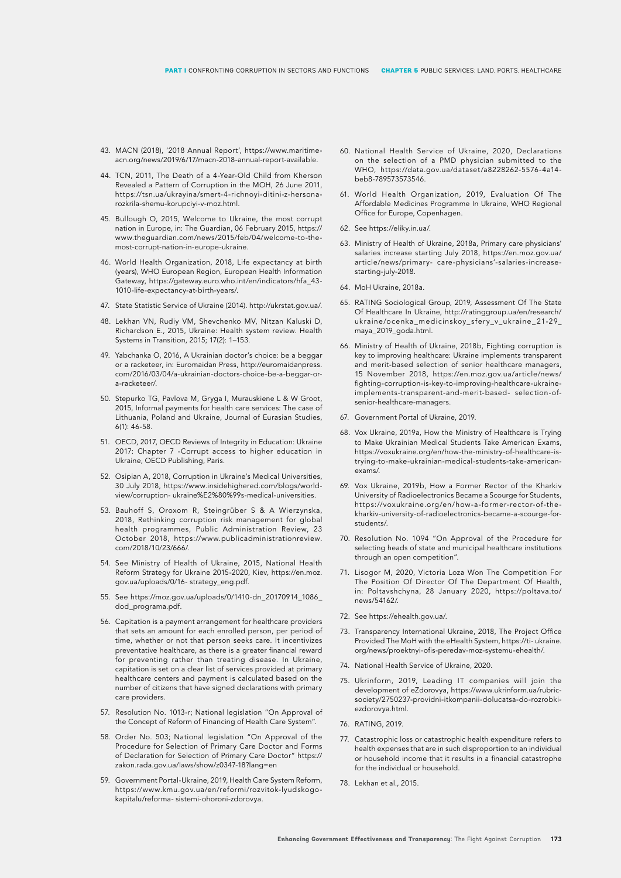43. MACN (2018), '2018 Annual Report', https://www.maritime-acn.org/news/2019/6/17/macn-2018-annual-report-available.

44. TCN, 2011, The Death of a 4-Year-Old Child from Kherson Revealed a Pattern of Corruption in the MOH, 26 June 2011, https://tsn.ua/ukrayina/smert-4-richnoyi-ditini-z-hersona-rozkrila-shemu-korupciyi-v-moz.html.

45. Bullough O, 2015, Welcome to Ukraine, the most corrupt nation in Europe, in: The Guardian, 06 February 2015, https://www.theguardian.com/news/2015/feb/04/welcome-to-the-most-corrupt-nation-in-europe-ukraine.

46. World Health Organization, 2018, Life expectancy at birth (years), WHO European Region, European Health Information Gateway, https://gateway.euro.who.int/en/indicators/hfa_43-1010-life-expectancy-at-birth-years/.

47. State Statistic Service of Ukraine (2014). http://ukrstat.gov.ua/.

48. Lekhan VN, Rudiy VM, Shevchenko MV, Nitzan Kaluski D, Richardson E., 2015, Ukraine: Health system review. Health Systems in Transition, 2015; 17(2): 1–153.

49. Yabchanka O, 2016, A Ukrainian doctor's choice: be a beggar or a racketeer, in: Euromaidan Press, http://euromaidanpress.com/2016/03/04/a-ukrainian-doctors-choice-be-a-beggar-or-a-racketeer/.

50. Stepurko TG, Pavlova M, Gryga I, Murauskiene L & W Groot, 2015, Informal payments for health care services: The case of Lithuania, Poland and Ukraine, Journal of Eurasian Studies, 6(1): 46-58.

51. OECD, 2017, OECD Reviews of Integrity in Education: Ukraine 2017: Chapter 7 -Corrupt access to higher education in Ukraine, OECD Publishing, Paris.

52. Osipian A, 2018, Corruption in Ukraine's Medical Universities, 30 July 2018, https://www.insidehighered.com/blogs/world-view/corruption- ukraine%E2%80%99s-medical-universities.

53. Bauhoff S, Oroxom R, Steingrüber S & A Wierzynska, 2018, Rethinking corruption risk management for global health programmes, Public Administration Review, 23 October 2018, https://www.publicadministrationreview.com/2018/10/23/666/.

54. See Ministry of Health of Ukraine, 2015, National Health Reform Strategy for Ukraine 2015-2020, Kiev, https://en.moz.gov.ua/uploads/0/16- strategy_eng.pdf.

55. See https://moz.gov.ua/uploads/0/1410-dn_20170914_1086_dod_programa.pdf.

56. Capitation is a payment arrangement for healthcare providers that sets an amount for each enrolled person, per period of time, whether or not that person seeks care. It incentivizes preventative healthcare, as there is a greater financial reward for preventing rather than treating disease. In Ukraine, capitation is set on a clear list of services provided at primary healthcare centers and payment is calculated based on the number of citizens that have signed declarations with primary care providers.

57. Resolution No. 1013-r; National legislation "On Approval of the Concept of Reform of Financing of Health Care System".

58. Order No. 503; National legislation "On Approval of the Procedure for Selection of Primary Care Doctor and Forms of Declaration for Selection of Primary Care Doctor" https://zakon.rada.gov.ua/laws/show/z0347-18?lang=en

59. Government Portal-Ukraine, 2019, Health Care System Reform, https://www.kmu.gov.ua/en/reformi/rozvitok-lyudskogo-kapitalu/reforma- sistemi-ohoroni-zdorovya.

60. National Health Service of Ukraine, 2020, Declarations on the selection of a PMD physician submitted to the WHO, https://data.gov.ua/dataset/a8228262-5576-4a14-beb8-789573573546.

61. World Health Organization, 2019, Evaluation Of The Affordable Medicines Programme In Ukraine, WHO Regional Office for Europe, Copenhagen.

62. See https://eliky.in.ua/.

63. Ministry of Health of Ukraine, 2018a, Primary care physicians' salaries increase starting July 2018, https://en.moz.gov.ua/article/news/primary- care-physicians'-salaries-increase-starting-july-2018.

64. MoH Ukraine, 2018a.

65. RATING Sociological Group, 2019, Assessment Of The State Of Healthcare In Ukraine, http://ratinggroup.ua/en/research/ukraine/ocenka_medicinskoy_sfery_v_ukraine_21-29_maya_2019_goda.html.

66. Ministry of Health of Ukraine, 2018b, Fighting corruption is key to improving healthcare: Ukraine implements transparent and merit-based selection of senior healthcare managers, 15 November 2018, https://en.moz.gov.ua/article/news/fighting-corruption-is-key-to-improving-healthcare-ukraine-implements-transparent-and-merit-based- selection-of-senior-healthcare-managers.

67. Government Portal of Ukraine, 2019.

68. Vox Ukraine, 2019a, How the Ministry of Healthcare is Trying to Make Ukrainian Medical Students Take American Exams, https://voxukraine.org/en/how-the-ministry-of-healthcare-is-trying-to-make-ukrainian-medical-students-take-american-exams/.

69. Vox Ukraine, 2019b, How a Former Rector of the Kharkiv University of Radioelectronics Became a Scourge for Students, https://voxukraine.org/en/how-a-former-rector-of-the-kharkiv-university-of-radioelectronics-became-a-scourge-for-students/.

70. Resolution No. 1094 "On Approval of the Procedure for selecting heads of state and municipal healthcare institutions through an open competition".

71. Lisogor M, 2020, Victoria Loza Won The Competition For The Position Of Director Of The Department Of Health, in: Poltavshchyna, 28 January 2020, https://poltava.to/news/54162/.

72. See https://ehealth.gov.ua/.

73. Transparency International Ukraine, 2018, The Project Office Provided The MoH with the eHealth System, https://ti- ukraine.org/news/proektnyi-ofis-peredav-moz-systemu-ehealth/.

74. National Health Service of Ukraine, 2020.

75. Ukrinform, 2019, Leading IT companies will join the development of eZdorovya, https://www.ukrinform.ua/rubric-society/2750237-providni-itkompanii-dolucatsa-do-rozrobki-ezdorovya.html.

76. RATING, 2019.

77. Catastrophic loss or catastrophic health expenditure refers to health expenses that are in such disproportion to an individual or household income that it results in a financial catastrophe for the individual or household.

78. Lekhan et al., 2015.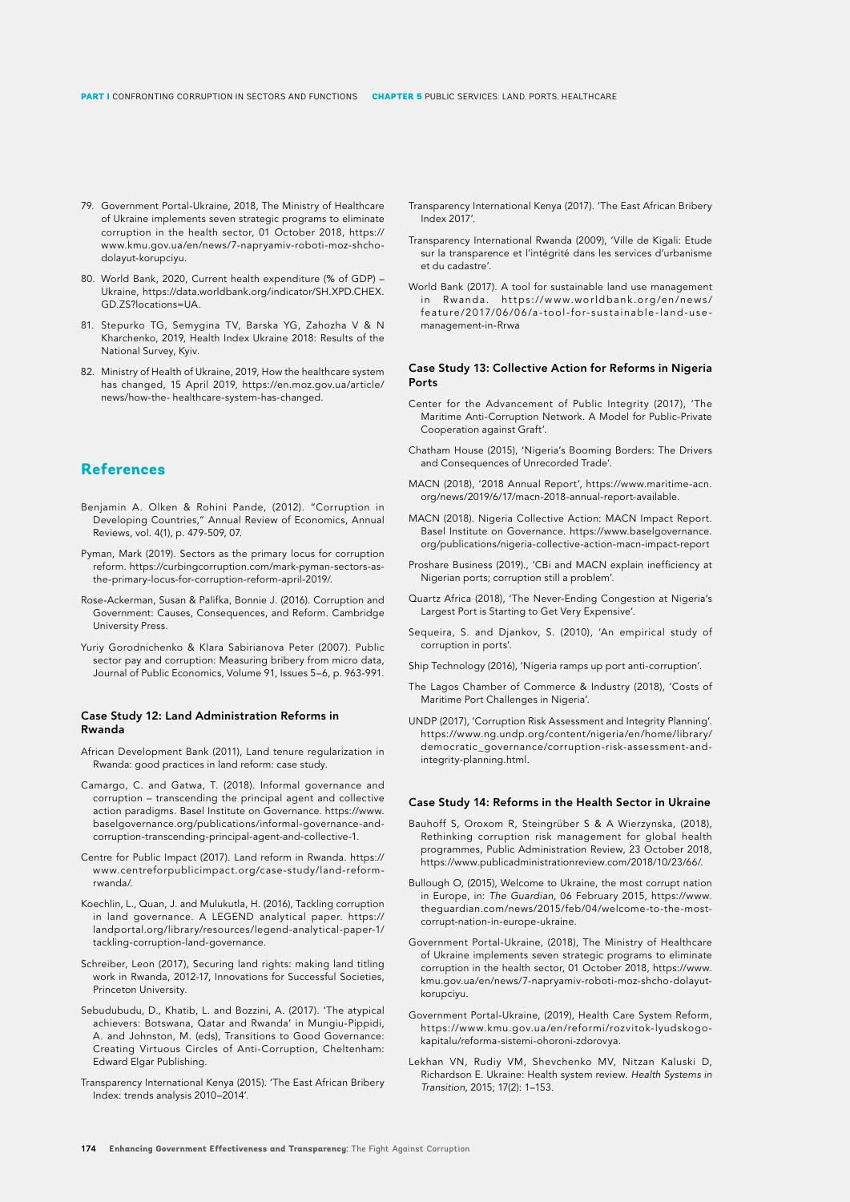79. Government Portal-Ukraine, 2018, The Ministry of Healthcare of Ukraine implements seven strategic programs to eliminate corruption in the health sector, 01 October 2018, https://www.kmu.gov.ua/en/news/7-napryamiv-roboti-moz-shcho-dolayut-korupciyu.
80. World Bank, 2020, Current health expenditure (% of GDP) – Ukraine, https://data.worldbank.org/indicator/SH.XPD.CHEX.GD.ZS?locations=UA.
81. Stepurko TG, Semygina TV, Barska YG, Zahozha V & N Kharchenko, 2019, Health Index Ukraine 2018: Results of the National Survey, Kyiv.
82. Ministry of Health of Ukraine, 2019, How the healthcare system has changed, 15 April 2019, https://en.moz.gov.ua/article/news/how-the- healthcare-system-has-changed.

## References

Benjamin A. Olken & Rohini Pande, (2012). "Corruption in Developing Countries," Annual Review of Economics, Annual Reviews, vol. 4(1), p. 479-509, 07.

Pyman, Mark (2019). Sectors as the primary locus for corruption reform. https://curbingcorruption.com/mark-pyman-sectors-as-the-primary-locus-for-corruption-reform-april-2019/.

Rose-Ackerman, Susan & Palifka, Bonnie J. (2016). Corruption and Government: Causes, Consequences, and Reform. Cambridge University Press.

Yuriy Gorodnichenko & Klara Sabirianova Peter (2007). Public sector pay and corruption: Measuring bribery from micro data, Journal of Public Economics, Volume 91, Issues 5–6, p. 963-991.

### Case Study 12: Land Administration Reforms in Rwanda

African Development Bank (2011), Land tenure regularization in Rwanda: good practices in land reform: case study.

Camargo, C. and Gatwa, T. (2018). Informal governance and corruption – transcending the principal agent and collective action paradigms. Basel Institute on Governance. https://www.baselgovernance.org/publications/informal-governance-and-corruption-transcending-principal-agent-and-collective-1.

Centre for Public Impact (2017). Land reform in Rwanda. https://www.centreforpublicimpact.org/case-study/land-reform-rwanda/.

Koechlin, L., Quan, J. and Mulukutla, H. (2016), Tackling corruption in land governance. A LEGEND analytical paper. https://landportal.org/library/resources/legend-analytical-paper-1/tackling-corruption-land-governance.

Schreiber, Leon (2017), Securing land rights: making land titling work in Rwanda, 2012-17, Innovations for Successful Societies, Princeton University.

Sebudubudu, D., Khatib, L. and Bozzini, A. (2017). 'The atypical achievers: Botswana, Qatar and Rwanda' in Mungiu-Pippidi, A. and Johnston, M. (eds), Transitions to Good Governance: Creating Virtuous Circles of Anti-Corruption, Cheltenham: Edward Elgar Publishing.

Transparency International Kenya (2015). 'The East African Bribery Index: trends analysis 2010–2014'.

Transparency International Kenya (2017). 'The East African Bribery Index 2017'.

Transparency International Rwanda (2009), 'Ville de Kigali: Etude sur la transparence et l'intégrité dans les services d'urbanisme et du cadastre'.

World Bank (2017). A tool for sustainable land use management in Rwanda. https://www.worldbank.org/en/news/feature/2017/06/06/a-tool-for-sustainable-land-use-management-in-Rrwa

### Case Study 13: Collective Action for Reforms in Nigeria Ports

Center for the Advancement of Public Integrity (2017), 'The Maritime Anti-Corruption Network. A Model for Public-Private Cooperation against Graft'.

Chatham House (2015), 'Nigeria's Booming Borders: The Drivers and Consequences of Unrecorded Trade'.

MACN (2018), '2018 Annual Report', https://www.maritime-acn.org/news/2019/6/17/macn-2018-annual-report-available.

MACN (2018). Nigeria Collective Action: MACN Impact Report. Basel Institute on Governance. https://www.baselgovernance.org/publications/nigeria-collective-action-macn-impact-report

Proshare Business (2019)., 'CBi and MACN explain inefficiency at Nigerian ports; corruption still a problem'.

Quartz Africa (2018), 'The Never-Ending Congestion at Nigeria's Largest Port is Starting to Get Very Expensive'.

Sequeira, S. and Djankov, S. (2010), 'An empirical study of corruption in ports'.

Ship Technology (2016), 'Nigeria ramps up port anti-corruption'.

The Lagos Chamber of Commerce & Industry (2018), 'Costs of Maritime Port Challenges in Nigeria'.

UNDP (2017), 'Corruption Risk Assessment and Integrity Planning'. https://www.ng.undp.org/content/nigeria/en/home/library/democratic_governance/corruption-risk-assessment-and-integrity-planning.html.

### Case Study 14: Reforms in the Health Sector in Ukraine

Bauhoff S, Oroxom R, Steingrüber S & A Wierzynska, (2018), Rethinking corruption risk management for global health programmes, Public Administration Review, 23 October 2018, https://www.publicadministrationreview.com/2018/10/23/66/.

Bullough O, (2015), Welcome to Ukraine, the most corrupt nation in Europe, in: *The Guardian*, 06 February 2015, https://www.theguardian.com/news/2015/feb/04/welcome-to-the-most-corrupt-nation-in-europe-ukraine.

Government Portal-Ukraine, (2018), The Ministry of Healthcare of Ukraine implements seven strategic programs to eliminate corruption in the health sector, 01 October 2018, https://www.kmu.gov.ua/en/news/7-napryamiv-roboti-moz-shcho-dolayut-korupciyu.

Government Portal-Ukraine, (2019), Health Care System Reform, https://www.kmu.gov.ua/en/reformi/rozvitok-lyudskogo-kapitalu/reforma-sistemi-ohoroni-zdorovya.

Lekhan VN, Rudiy VM, Shevchenko MV, Nitzan Kaluski D, Richardson E. Ukraine: Health system review. *Health Systems in Transition*, 2015; 17(2): 1–153.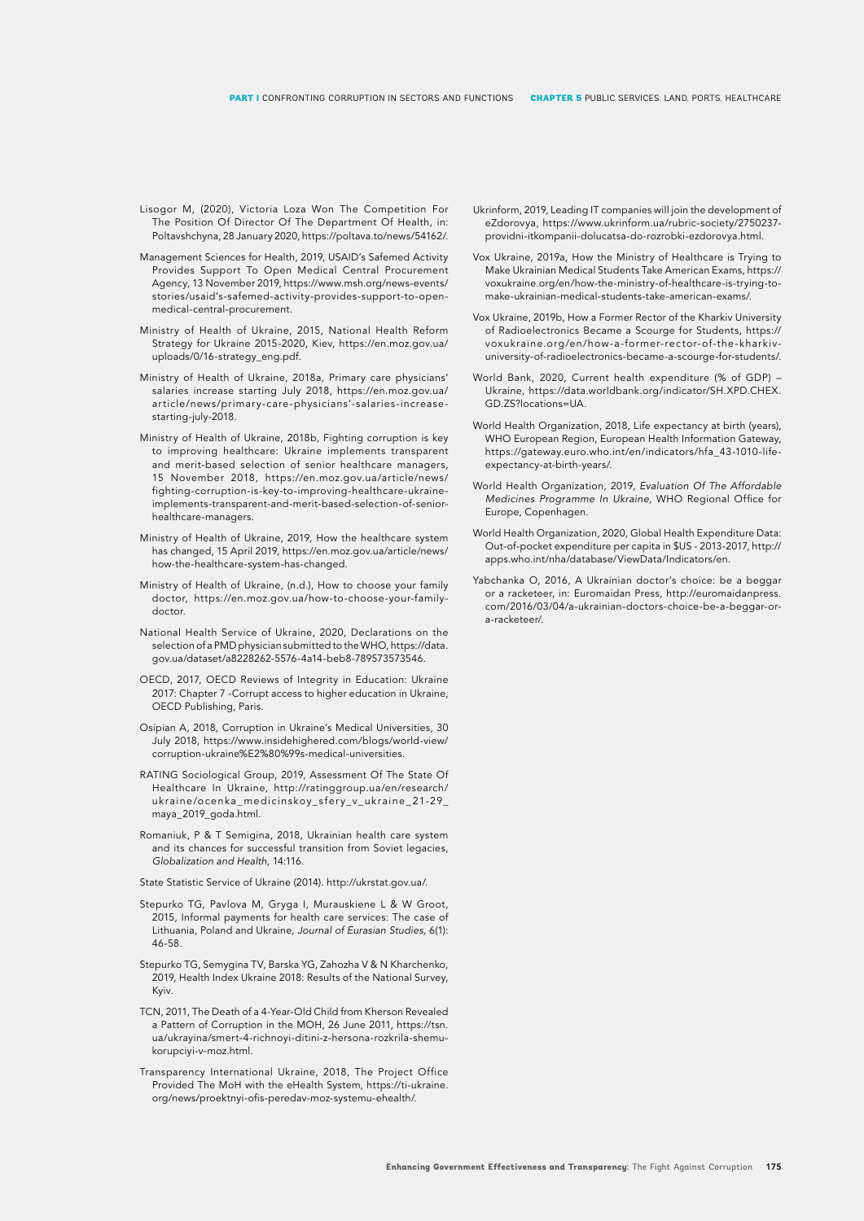Lisogor M, (2020), Victoria Loza Won The Competition For The Position Of Director Of The Department Of Health, in: Poltavshchyna, 28 January 2020, https://poltava.to/news/54162/.

Management Sciences for Health, 2019, USAID's Safemed Activity Provides Support To Open Medical Central Procurement Agency, 13 November 2019, https://www.msh.org/news-events/stories/usaid's-safemed-activity-provides-support-to-open-medical-central-procurement.

Ministry of Health of Ukraine, 2015, National Health Reform Strategy for Ukraine 2015-2020, Kiev, https://en.moz.gov.ua/uploads/0/16-strategy_eng.pdf.

Ministry of Health of Ukraine, 2018a, Primary care physicians' salaries increase starting July 2018, https://en.moz.gov.ua/article/news/primary-care-physicians'-salaries-increase-starting-july-2018.

Ministry of Health of Ukraine, 2018b, Fighting corruption is key to improving healthcare: Ukraine implements transparent and merit-based selection of senior healthcare managers, 15 November 2018, https://en.moz.gov.ua/article/news/fighting-corruption-is-key-to-improving-healthcare-ukraine-implements-transparent-and-merit-based-selection-of-senior-healthcare-managers.

Ministry of Health of Ukraine, 2019, How the healthcare system has changed, 15 April 2019, https://en.moz.gov.ua/article/news/how-the-healthcare-system-has-changed.

Ministry of Health of Ukraine, (n.d.), How to choose your family doctor, https://en.moz.gov.ua/how-to-choose-your-family-doctor.

National Health Service of Ukraine, 2020, Declarations on the selection of a PMD physician submitted to the WHO, https://data.gov.ua/dataset/a8228262-5576-4a14-beb8-789573573546.

OECD, 2017, OECD Reviews of Integrity in Education: Ukraine 2017: Chapter 7 -Corrupt access to higher education in Ukraine, OECD Publishing, Paris.

Osipian A, 2018, Corruption in Ukraine's Medical Universities, 30 July 2018, https://www.insidehighered.com/blogs/world-view/corruption-ukraine%E2%80%99s-medical-universities.

RATING Sociological Group, 2019, Assessment Of The State Of Healthcare In Ukraine, http://ratinggroup.ua/en/research/ukraine/ocenka_medicinskoy_sfery_v_ukraine_21-29_maya_2019_goda.html.

Romaniuk, P & T Semigina, 2018, Ukrainian health care system and its chances for successful transition from Soviet legacies, *Globalization and Health*, 14:116.

State Statistic Service of Ukraine (2014). http://ukrstat.gov.ua/.

Stepurko TG, Pavlova M, Gryga I, Murauskiene L & W Groot, 2015, Informal payments for health care services: The case of Lithuania, Poland and Ukraine, *Journal of Eurasian Studies*, 6(1): 46-58.

Stepurko TG, Semygina TV, Barska YG, Zahozha V & N Kharchenko, 2019, Health Index Ukraine 2018: Results of the National Survey, Kyiv.

TCN, 2011, The Death of a 4-Year-Old Child from Kherson Revealed a Pattern of Corruption in the MOH, 26 June 2011, https://tsn.ua/ukrayina/smert-4-richnoyi-ditini-z-hersona-rozkrila-shemu-korupciyi-v-moz.html.

Transparency International Ukraine, 2018, The Project Office Provided The MoH with the eHealth System, https://ti-ukraine.org/news/proektnyi-ofis-peredav-moz-systemu-ehealth/.

Ukrinform, 2019, Leading IT companies will join the development of eZdorovya, https://www.ukrinform.ua/rubric-society/2750237-providni-itkompanii-dolucatsa-do-rozrobki-ezdorovya.html.

Vox Ukraine, 2019a, How the Ministry of Healthcare is Trying to Make Ukrainian Medical Students Take American Exams, https://voxukraine.org/en/how-the-ministry-of-healthcare-is-trying-to-make-ukrainian-medical-students-take-american-exams/.

Vox Ukraine, 2019b, How a Former Rector of the Kharkiv University of Radioelectronics Became a Scourge for Students, https://voxukraine.org/en/how-a-former-rector-of-the-kharkiv-university-of-radioelectronics-became-a-scourge-for-students/.

World Bank, 2020, Current health expenditure (% of GDP) – Ukraine, https://data.worldbank.org/indicator/SH.XPD.CHEX.GD.ZS?locations=UA.

World Health Organization, 2018, Life expectancy at birth (years), WHO European Region, European Health Information Gateway, https://gateway.euro.who.int/en/indicators/hfa_43-1010-life-expectancy-at-birth-years/.

World Health Organization, 2019, *Evaluation Of The Affordable Medicines Programme In Ukraine*, WHO Regional Office for Europe, Copenhagen.

World Health Organization, 2020, Global Health Expenditure Data: Out-of-pocket expenditure per capita in $US - 2013-2017, http://apps.who.int/nha/database/ViewData/Indicators/en.

Yabchanka O, 2016, A Ukrainian doctor's choice: be a beggar or a racketeer, in: Euromaidan Press, http://euromaidanpress.com/2016/03/04/a-ukrainian-doctors-choice-be-a-beggar-or-a-racketeer/.